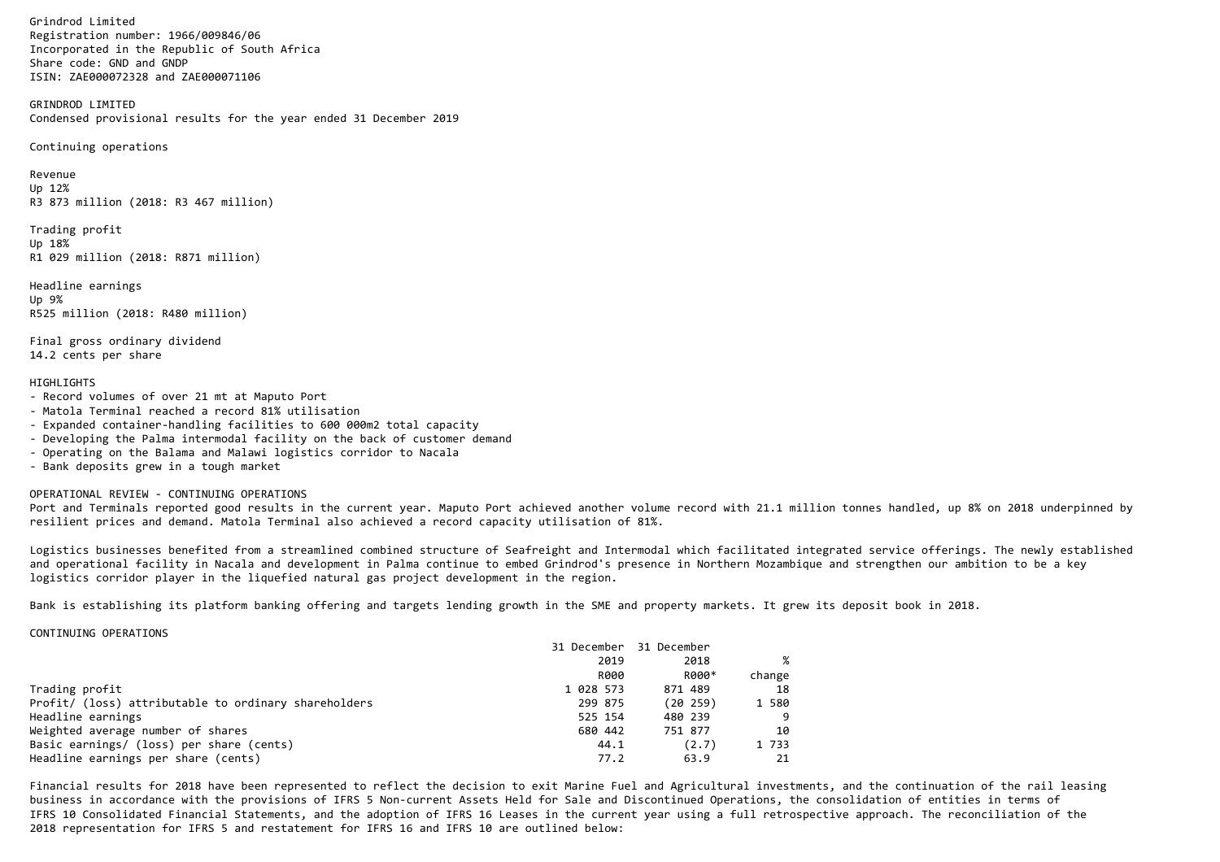Grindrod Limited
Registration number: 1966/009846/06
Incorporated in the Republic of South Africa
Share code: GND and GNDP
ISIN: ZAE000072328 and ZAE000071106

# GRINDROD LIMITED

## Condensed provisional results for the year ended 31 December 2019

Continuing operations

Revenue
Up 12%
R3 873 million (2018: R3 467 million)

Trading profit
Up 18%
R1 029 million (2018: R871 million)

Headline earnings
Up 9%
R525 million (2018: R480 million)

Final gross ordinary dividend
14.2 cents per share

## HIGHLIGHTS

- Record volumes of over 21 mt at Maputo Port
- Matola Terminal reached a record 81% utilisation
- Expanded container-handling facilities to 600 000m2 total capacity
- Developing the Palma intermodal facility on the back of customer demand
- Operating on the Balama and Malawi logistics corridor to Nacala
- Bank deposits grew in a tough market

## OPERATIONAL REVIEW - CONTINUING OPERATIONS

Port and Terminals reported good results in the current year. Maputo Port achieved another volume record with 21.1 million tonnes handled, up 8% on 2018 underpinned by resilient prices and demand. Matola Terminal also achieved a record capacity utilisation of 81%.

Logistics businesses benefited from a streamlined combined structure of Seafreight and Intermodal which facilitated integrated service offerings. The newly established and operational facility in Nacala and development in Palma continue to embed Grindrod's presence in Northern Mozambique and strengthen our ambition to be a key logistics corridor player in the liquefied natural gas project development in the region.

Bank is establishing its platform banking offering and targets lending growth in the SME and property markets. It grew its deposit book in 2018.

## CONTINUING OPERATIONS

| | 31 December 2019 R000 | 31 December 2018 R000* | % change |
|---|---|---|---|
| Trading profit | 1 028 573 | 871 489 | 18 |
| Profit/ (loss) attributable to ordinary shareholders | 299 875 | (20 259) | 1 580 |
| Headline earnings | 525 154 | 480 239 | 9 |
| Weighted average number of shares | 680 442 | 751 877 | 10 |
| Basic earnings/ (loss) per share (cents) | 44.1 | (2.7) | 1 733 |
| Headline earnings per share (cents) | 77.2 | 63.9 | 21 |

Financial results for 2018 have been represented to reflect the decision to exit Marine Fuel and Agricultural investments, and the continuation of the rail leasing business in accordance with the provisions of IFRS 5 Non-current Assets Held for Sale and Discontinued Operations, the consolidation of entities in terms of IFRS 10 Consolidated Financial Statements, and the adoption of IFRS 16 Leases in the current year using a full retrospective approach. The reconciliation of the 2018 representation for IFRS 5 and restatement for IFRS 16 and IFRS 10 are outlined below: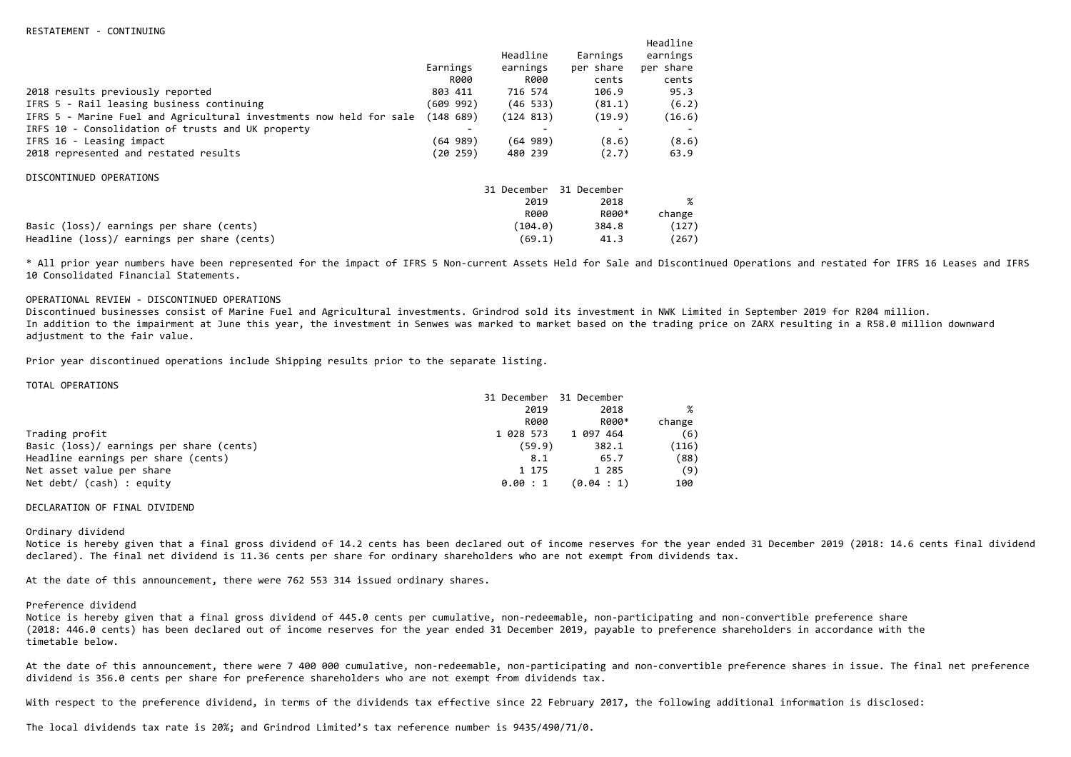RESTATEMENT - CONTINUING

| | Earnings R000 | Headline earnings R000 | Earnings per share cents | Headline earnings per share cents |
|---|---|---|---|---|
| 2018 results previously reported | 803 411 | 716 574 | 106.9 | 95.3 |
| IFRS 5 - Rail leasing business continuing | (609 992) | (46 533) | (81.1) | (6.2) |
| IFRS 5 - Marine Fuel and Agricultural investments now held for sale | (148 689) | (124 813) | (19.9) | (16.6) |
| IRFS 10 - Consolidation of trusts and UK property | - | - | - | - |
| IFRS 16 - Leasing impact | (64 989) | (64 989) | (8.6) | (8.6) |
| 2018 represented and restated results | (20 259) | 480 239 | (2.7) | 63.9 |

DISCONTINUED OPERATIONS

| | 31 December 2019 R000 | 31 December 2018 R000* | % change |
|---|---|---|---|
| Basic (loss)/ earnings per share (cents) | (104.0) | 384.8 | (127) |
| Headline (loss)/ earnings per share (cents) | (69.1) | 41.3 | (267) |

* All prior year numbers have been represented for the impact of IFRS 5 Non-current Assets Held for Sale and Discontinued Operations and restated for IFRS 16 Leases and IFRS 10 Consolidated Financial Statements.

OPERATIONAL REVIEW - DISCONTINUED OPERATIONS

Discontinued businesses consist of Marine Fuel and Agricultural investments. Grindrod sold its investment in NWK Limited in September 2019 for R204 million.
In addition to the impairment at June this year, the investment in Senwes was marked to market based on the trading price on ZARX resulting in a R58.0 million downward adjustment to the fair value.

Prior year discontinued operations include Shipping results prior to the separate listing.

TOTAL OPERATIONS

| | 31 December 2019 R000 | 31 December 2018 R000* | % change |
|---|---|---|---|
| Trading profit | 1 028 573 | 1 097 464 | (6) |
| Basic (loss)/ earnings per share (cents) | (59.9) | 382.1 | (116) |
| Headline earnings per share (cents) | 8.1 | 65.7 | (88) |
| Net asset value per share | 1 175 | 1 285 | (9) |
| Net debt/ (cash) : equity | 0.00 : 1 | (0.04 : 1) | 100 |

DECLARATION OF FINAL DIVIDEND

Ordinary dividend

Notice is hereby given that a final gross dividend of 14.2 cents has been declared out of income reserves for the year ended 31 December 2019 (2018: 14.6 cents final dividend declared). The final net dividend is 11.36 cents per share for ordinary shareholders who are not exempt from dividends tax.

At the date of this announcement, there were 762 553 314 issued ordinary shares.

Preference dividend

Notice is hereby given that a final gross dividend of 445.0 cents per cumulative, non-redeemable, non-participating and non-convertible preference share (2018: 446.0 cents) has been declared out of income reserves for the year ended 31 December 2019, payable to preference shareholders in accordance with the timetable below.

At the date of this announcement, there were 7 400 000 cumulative, non-redeemable, non-participating and non-convertible preference shares in issue. The final net preference dividend is 356.0 cents per share for preference shareholders who are not exempt from dividends tax.

With respect to the preference dividend, in terms of the dividends tax effective since 22 February 2017, the following additional information is disclosed:

The local dividends tax rate is 20%; and Grindrod Limited's tax reference number is 9435/490/71/0.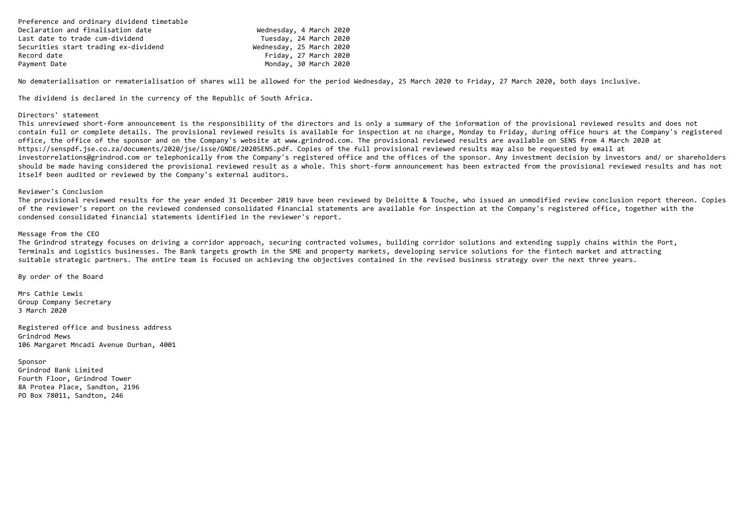Preference and ordinary dividend timetable

| | |
|---|---|
| Declaration and finalisation date | Wednesday, 4 March 2020 |
| Last date to trade cum-dividend | Tuesday, 24 March 2020 |
| Securities start trading ex-dividend | Wednesday, 25 March 2020 |
| Record date | Friday, 27 March 2020 |
| Payment Date | Monday, 30 March 2020 |

No dematerialisation or rematerialisation of shares will be allowed for the period Wednesday, 25 March 2020 to Friday, 27 March 2020, both days inclusive.

The dividend is declared in the currency of the Republic of South Africa.

Directors' statement

This unreviewed short-form announcement is the responsibility of the directors and is only a summary of the information of the provisional reviewed results and does not contain full or complete details. The provisional reviewed results is available for inspection at no charge, Monday to Friday, during office hours at the Company's registered office, the office of the sponsor and on the Company's website at www.grindrod.com. The provisional reviewed results are available on SENS from 4 March 2020 at https://senspdf.jse.co.za/documents/2020/jse/isse/GNDE/2020SENS.pdf. Copies of the full provisional reviewed results may also be requested by email at investorrelations@grindrod.com or telephonically from the Company's registered office and the offices of the sponsor. Any investment decision by investors and/ or shareholders should be made having considered the provisional reviewed result as a whole. This short-form announcement has been extracted from the provisional reviewed results and has not itself been audited or reviewed by the Company's external auditors.

Reviewer's Conclusion

The provisional reviewed results for the year ended 31 December 2019 have been reviewed by Deloitte & Touche, who issued an unmodified review conclusion report thereon. Copies of the reviewer's report on the reviewed condensed consolidated financial statements are available for inspection at the Company's registered office, together with the condensed consolidated financial statements identified in the reviewer's report.

Message from the CEO

The Grindrod strategy focuses on driving a corridor approach, securing contracted volumes, building corridor solutions and extending supply chains within the Port, Terminals and Logistics businesses. The Bank targets growth in the SME and property markets, developing service solutions for the fintech market and attracting suitable strategic partners. The entire team is focused on achieving the objectives contained in the revised business strategy over the next three years.

By order of the Board

Mrs Cathie Lewis
Group Company Secretary
3 March 2020

Registered office and business address
Grindrod Mews
106 Margaret Mncadi Avenue Durban, 4001

Sponsor
Grindrod Bank Limited
Fourth Floor, Grindrod Tower
8A Protea Place, Sandton, 2196
PO Box 78011, Sandton, 246